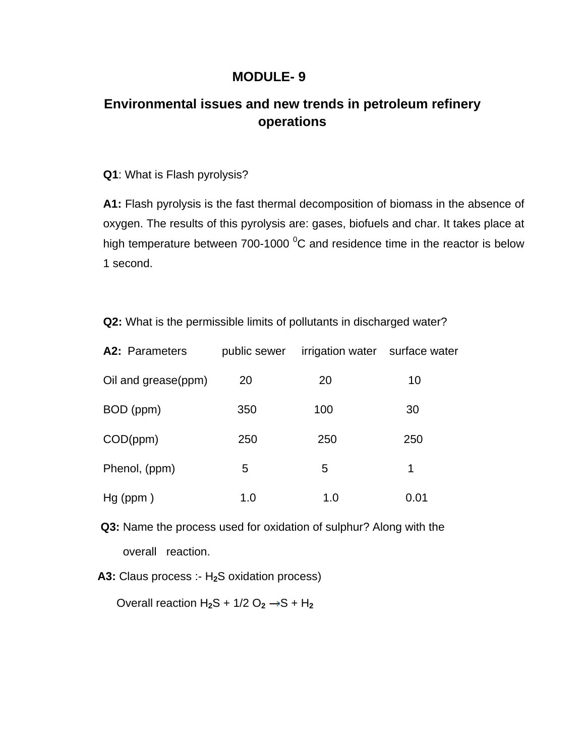# MODULE- 9

## Environmental issues and new trends in petroleum refinery operations

**Q1**: What is Flash pyrolysis?

**A1:** Flash pyrolysis is the fast thermal decomposition of biomass in the absence of oxygen. The results of this pyrolysis are: gases, biofuels and char. It takes place at high temperature between 700-1000 $^0$C and residence time in the reactor is below 1 second.

**Q2:** What is the permissible limits of pollutants in discharged water?

**A2:**

| Parameters | public sewer | irrigation water | surface water |
|---|---|---|---|
| Oil and grease(ppm) | 20 | 20 | 10 |
| BOD (ppm) | 350 | 100 | 30 |
| COD(ppm) | 250 | 250 | 250 |
| Phenol, (ppm) | 5 | 5 | 1 |
| Hg (ppm ) | 1.0 | 1.0 | 0.01 |

**Q3:** Name the process used for oxidation of sulphur? Along with the overall reaction.

**A3:** Claus process :- $H_2S$ oxidation process)

Overall reaction $H_2S + 1/2\ O_2 \rightarrow S + H_2$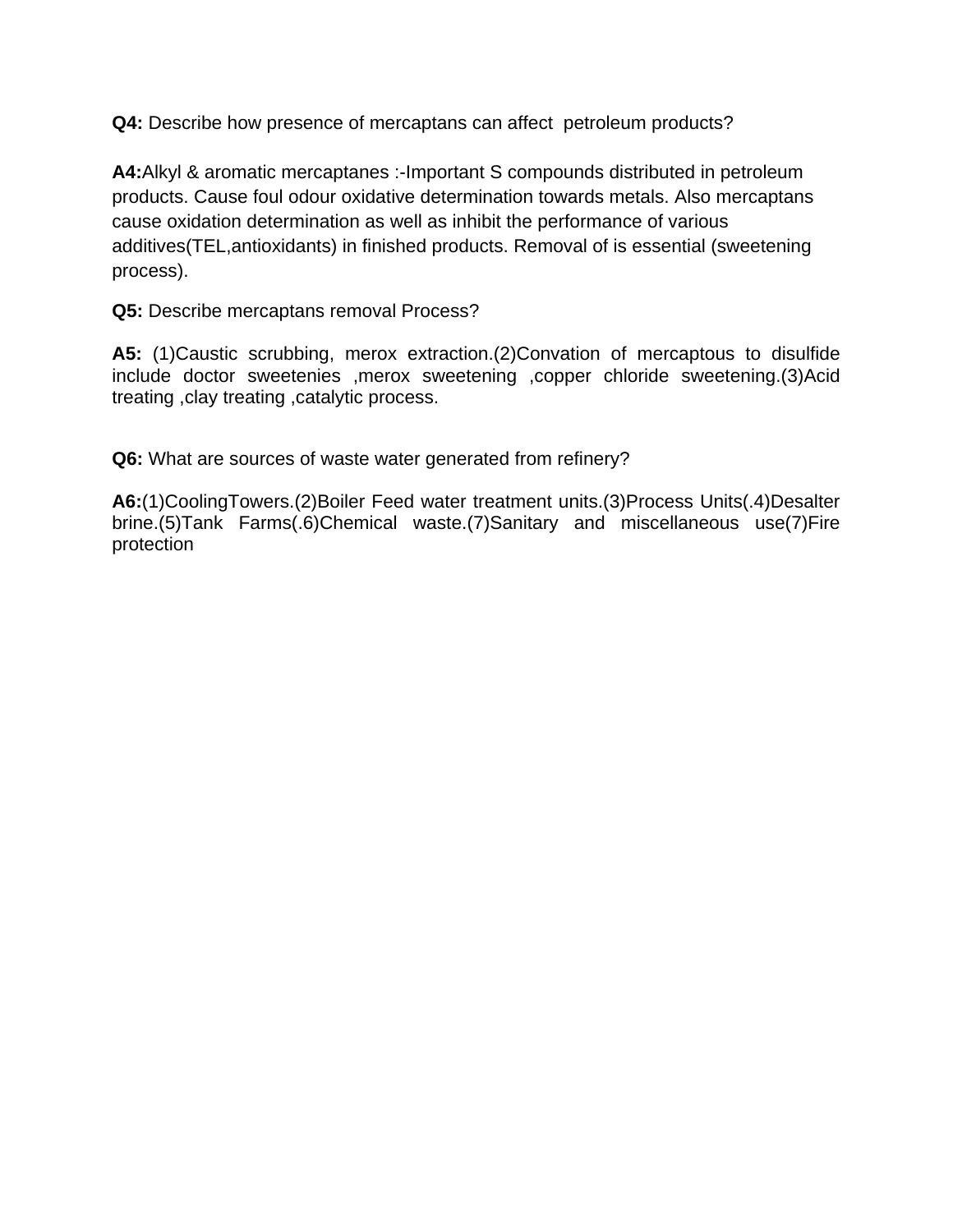**Q4:** Describe how presence of mercaptans can affect petroleum products?

**A4:**Alkyl & aromatic mercaptanes :-Important S compounds distributed in petroleum products. Cause foul odour oxidative determination towards metals. Also mercaptans cause oxidation determination as well as inhibit the performance of various additives(TEL,antioxidants) in finished products. Removal of is essential (sweetening process).

**Q5:** Describe mercaptans removal Process?

**A5:** (1)Caustic scrubbing, merox extraction.(2)Convation of mercaptous to disulfide include doctor sweetenies ,merox sweetening ,copper chloride sweetening.(3)Acid treating ,clay treating ,catalytic process.

**Q6:** What are sources of waste water generated from refinery?

**A6:**(1)CoolingTowers.(2)Boiler Feed water treatment units.(3)Process Units(.4)Desalter brine.(5)Tank Farms(.6)Chemical waste.(7)Sanitary and miscellaneous use(7)Fire protection